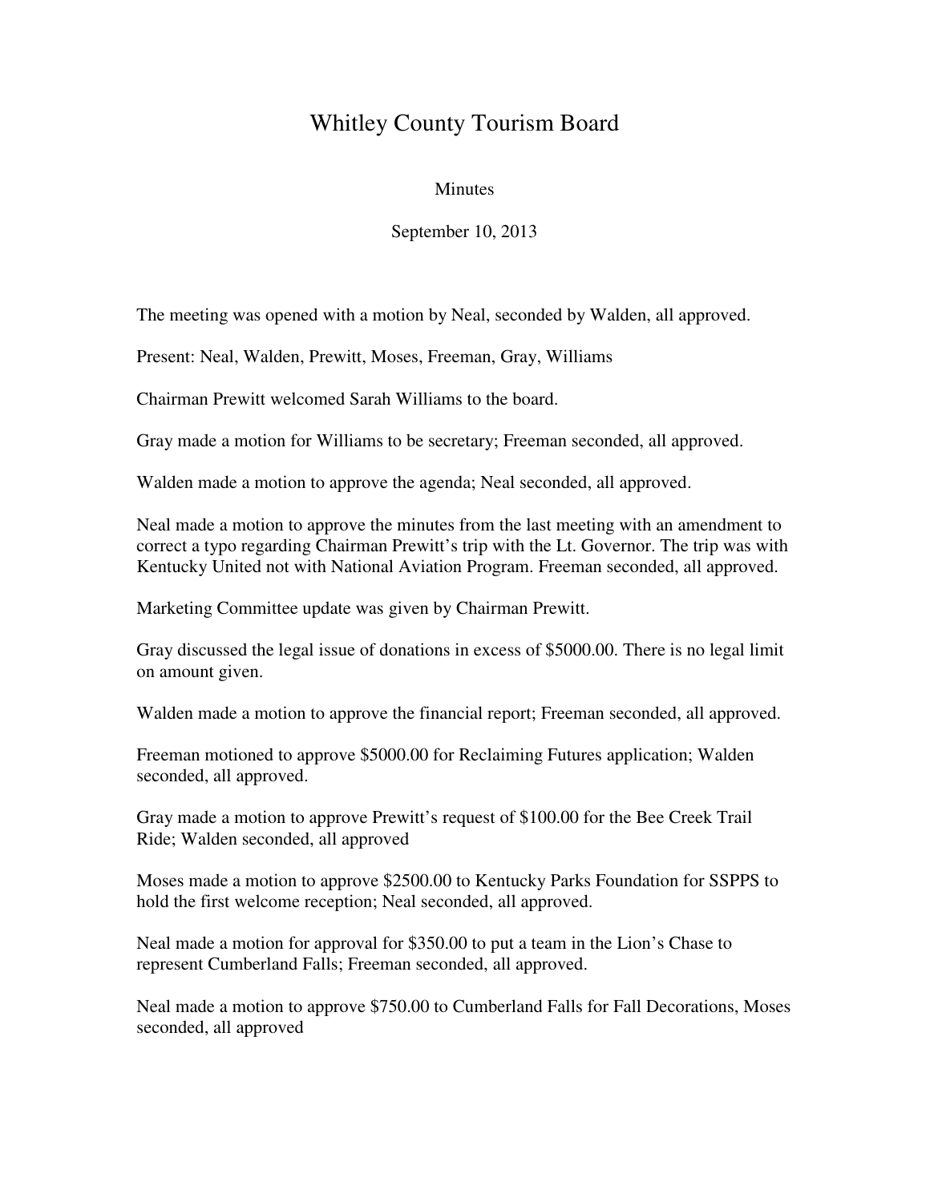# Whitley County Tourism Board

Minutes

September 10, 2013

The meeting was opened with a motion by Neal, seconded by Walden, all approved.

Present: Neal, Walden, Prewitt, Moses, Freeman, Gray, Williams

Chairman Prewitt welcomed Sarah Williams to the board.

Gray made a motion for Williams to be secretary; Freeman seconded, all approved.

Walden made a motion to approve the agenda; Neal seconded, all approved.

Neal made a motion to approve the minutes from the last meeting with an amendment to correct a typo regarding Chairman Prewitt's trip with the Lt. Governor. The trip was with Kentucky United not with National Aviation Program. Freeman seconded, all approved.

Marketing Committee update was given by Chairman Prewitt.

Gray discussed the legal issue of donations in excess of $5000.00. There is no legal limit on amount given.

Walden made a motion to approve the financial report; Freeman seconded, all approved.

Freeman motioned to approve $5000.00 for Reclaiming Futures application; Walden seconded, all approved.

Gray made a motion to approve Prewitt's request of $100.00 for the Bee Creek Trail Ride; Walden seconded, all approved

Moses made a motion to approve $2500.00 to Kentucky Parks Foundation for SSPPS to hold the first welcome reception; Neal seconded, all approved.

Neal made a motion for approval for $350.00 to put a team in the Lion's Chase to represent Cumberland Falls; Freeman seconded, all approved.

Neal made a motion to approve $750.00 to Cumberland Falls for Fall Decorations, Moses seconded, all approved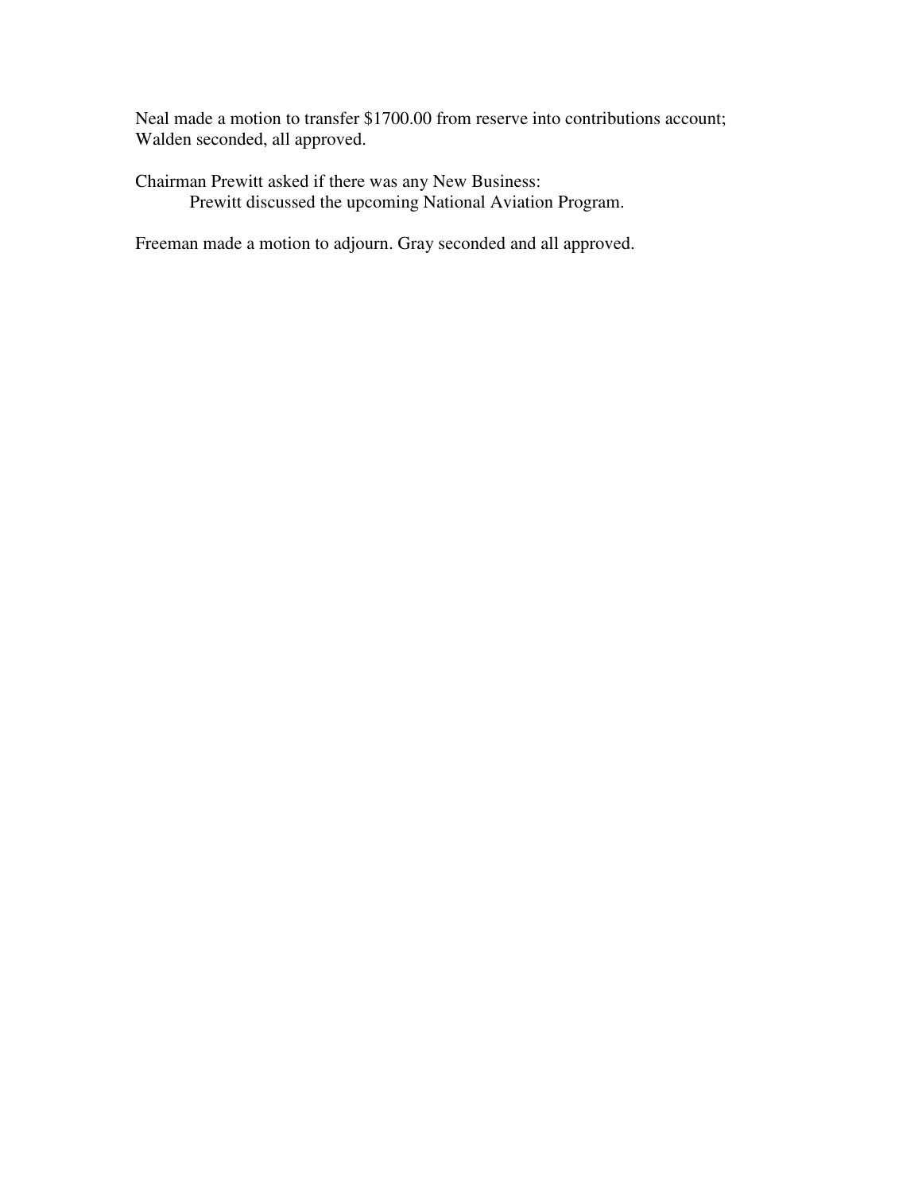Neal made a motion to transfer $1700.00 from reserve into contributions account; Walden seconded, all approved.

Chairman Prewitt asked if there was any New Business:

Prewitt discussed the upcoming National Aviation Program.

Freeman made a motion to adjourn. Gray seconded and all approved.